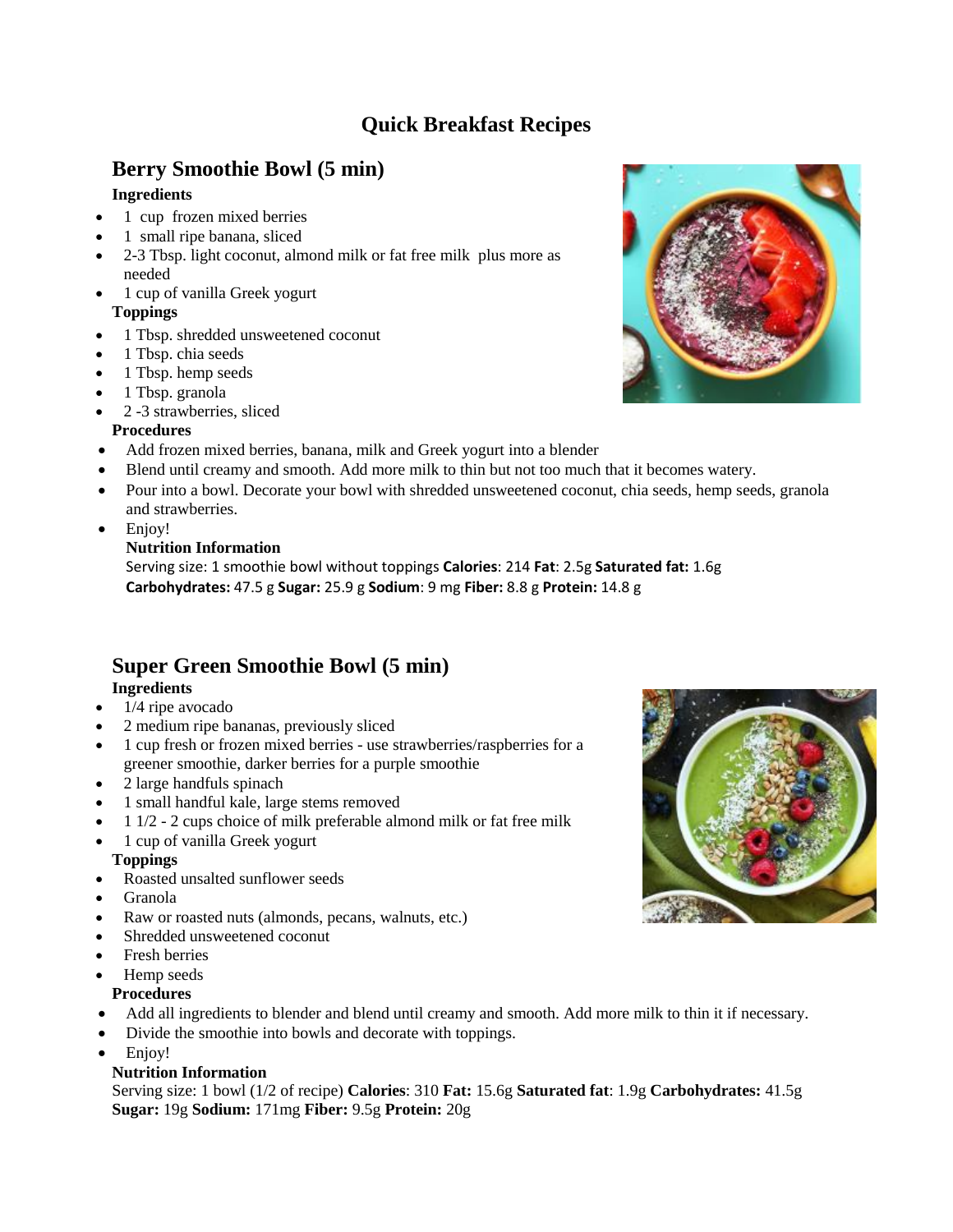# Quick Breakfast Recipes

## Berry Smoothie Bowl (5 min)

**Ingredients**

- 1 cup frozen mixed berries
- 1 small ripe banana, sliced
- 2-3 Tbsp. light coconut, almond milk or fat free milk plus more as needed
- 1 cup of vanilla Greek yogurt

**Toppings**

- 1 Tbsp. shredded unsweetened coconut
- 1 Tbsp. chia seeds
- 1 Tbsp. hemp seeds
- 1 Tbsp. granola
- 2 -3 strawberries, sliced

**Procedures**

- Add frozen mixed berries, banana, milk and Greek yogurt into a blender
- Blend until creamy and smooth. Add more milk to thin but not too much that it becomes watery.
- Pour into a bowl. Decorate your bowl with shredded unsweetened coconut, chia seeds, hemp seeds, granola and strawberries.
- Enjoy!

**Nutrition Information**

Serving size: 1 smoothie bowl without toppings **Calories**: 214 **Fat**: 2.5g **Saturated fat:** 1.6g **Carbohydrates:** 47.5 g **Sugar:** 25.9 g **Sodium**: 9 mg **Fiber:** 8.8 g **Protein:** 14.8 g

## Super Green Smoothie Bowl (5 min)

**Ingredients**

- 1/4 ripe avocado
- 2 medium ripe bananas, previously sliced
- 1 cup fresh or frozen mixed berries - use strawberries/raspberries for a greener smoothie, darker berries for a purple smoothie
- 2 large handfuls spinach
- 1 small handful kale, large stems removed
- 1 1/2 - 2 cups choice of milk preferable almond milk or fat free milk
- 1 cup of vanilla Greek yogurt

**Toppings**

- Roasted unsalted sunflower seeds
- Granola
- Raw or roasted nuts (almonds, pecans, walnuts, etc.)
- Shredded unsweetened coconut
- Fresh berries
- Hemp seeds

**Procedures**

- Add all ingredients to blender and blend until creamy and smooth. Add more milk to thin it if necessary.
- Divide the smoothie into bowls and decorate with toppings.
- Enjoy!

**Nutrition Information**

Serving size: 1 bowl (1/2 of recipe) **Calories**: 310 **Fat:** 15.6g **Saturated fat**: 1.9g **Carbohydrates:** 41.5g **Sugar:** 19g **Sodium:** 171mg **Fiber:** 9.5g **Protein:** 20g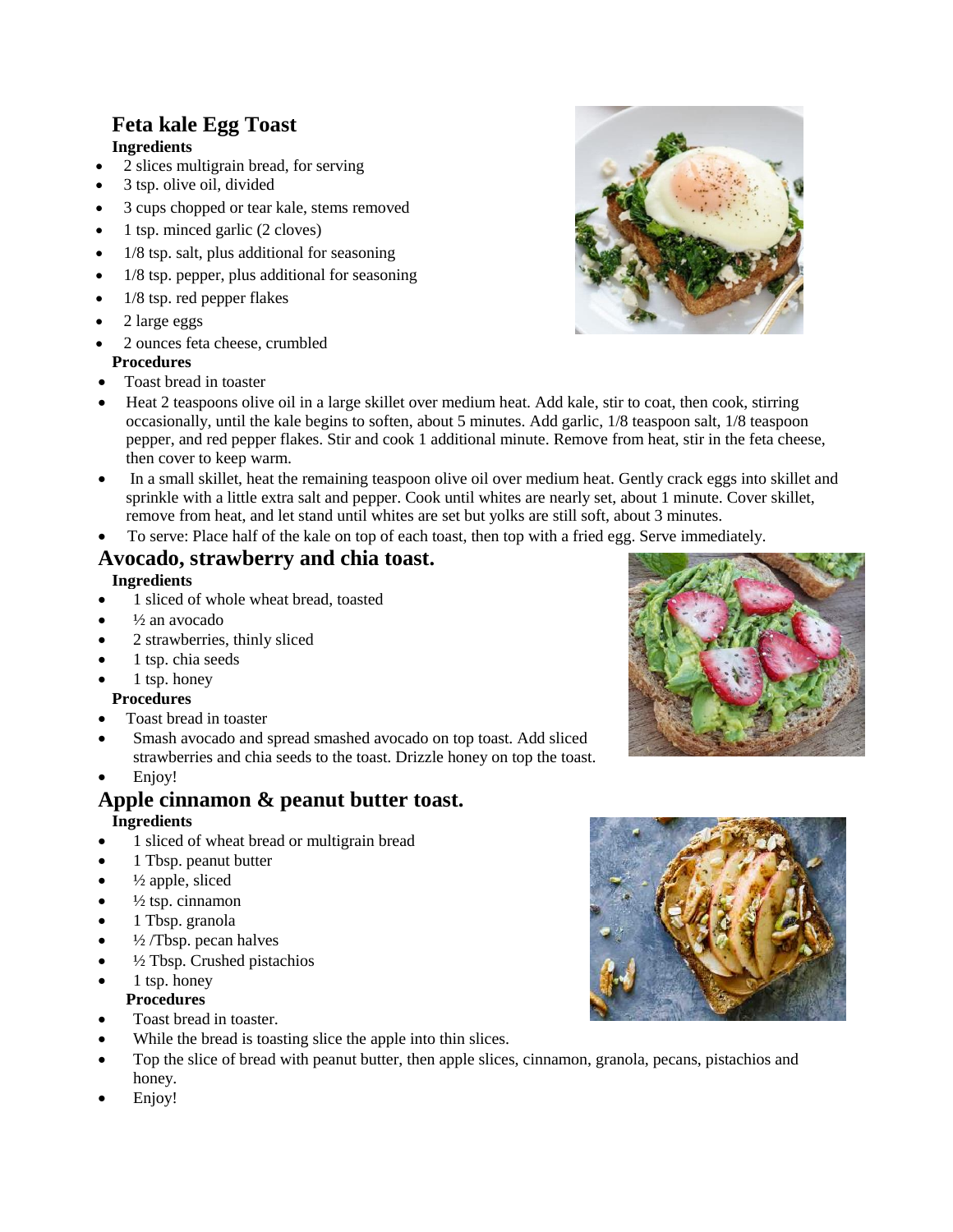## Feta kale Egg Toast

**Ingredients**

- 2 slices multigrain bread, for serving
- 3 tsp. olive oil, divided
- 3 cups chopped or tear kale, stems removed
- 1 tsp. minced garlic (2 cloves)
- 1/8 tsp. salt, plus additional for seasoning
- 1/8 tsp. pepper, plus additional for seasoning
- 1/8 tsp. red pepper flakes
- 2 large eggs
- 2 ounces feta cheese, crumbled

**Procedures**

- Toast bread in toaster
- Heat 2 teaspoons olive oil in a large skillet over medium heat. Add kale, stir to coat, then cook, stirring occasionally, until the kale begins to soften, about 5 minutes. Add garlic, 1/8 teaspoon salt, 1/8 teaspoon pepper, and red pepper flakes. Stir and cook 1 additional minute. Remove from heat, stir in the feta cheese, then cover to keep warm.
- In a small skillet, heat the remaining teaspoon olive oil over medium heat. Gently crack eggs into skillet and sprinkle with a little extra salt and pepper. Cook until whites are nearly set, about 1 minute. Cover skillet, remove from heat, and let stand until whites are set but yolks are still soft, about 3 minutes.
- To serve: Place half of the kale on top of each toast, then top with a fried egg. Serve immediately.

## Avocado, strawberry and chia toast.

**Ingredients**

- 1 sliced of whole wheat bread, toasted
- ½ an avocado
- 2 strawberries, thinly sliced
- 1 tsp. chia seeds
- 1 tsp. honey

**Procedures**

- Toast bread in toaster
- Smash avocado and spread smashed avocado on top toast. Add sliced strawberries and chia seeds to the toast. Drizzle honey on top the toast.
- Enjoy!

## Apple cinnamon & peanut butter toast.

**Ingredients**

- 1 sliced of wheat bread or multigrain bread
- 1 Tbsp. peanut butter
- ½ apple, sliced
- ½ tsp. cinnamon
- 1 Tbsp. granola
- ½ /Tbsp. pecan halves
- ½ Tbsp. Crushed pistachios
- 1 tsp. honey

**Procedures**

- Toast bread in toaster.
- While the bread is toasting slice the apple into thin slices.
- Top the slice of bread with peanut butter, then apple slices, cinnamon, granola, pecans, pistachios and honey.
- Enjoy!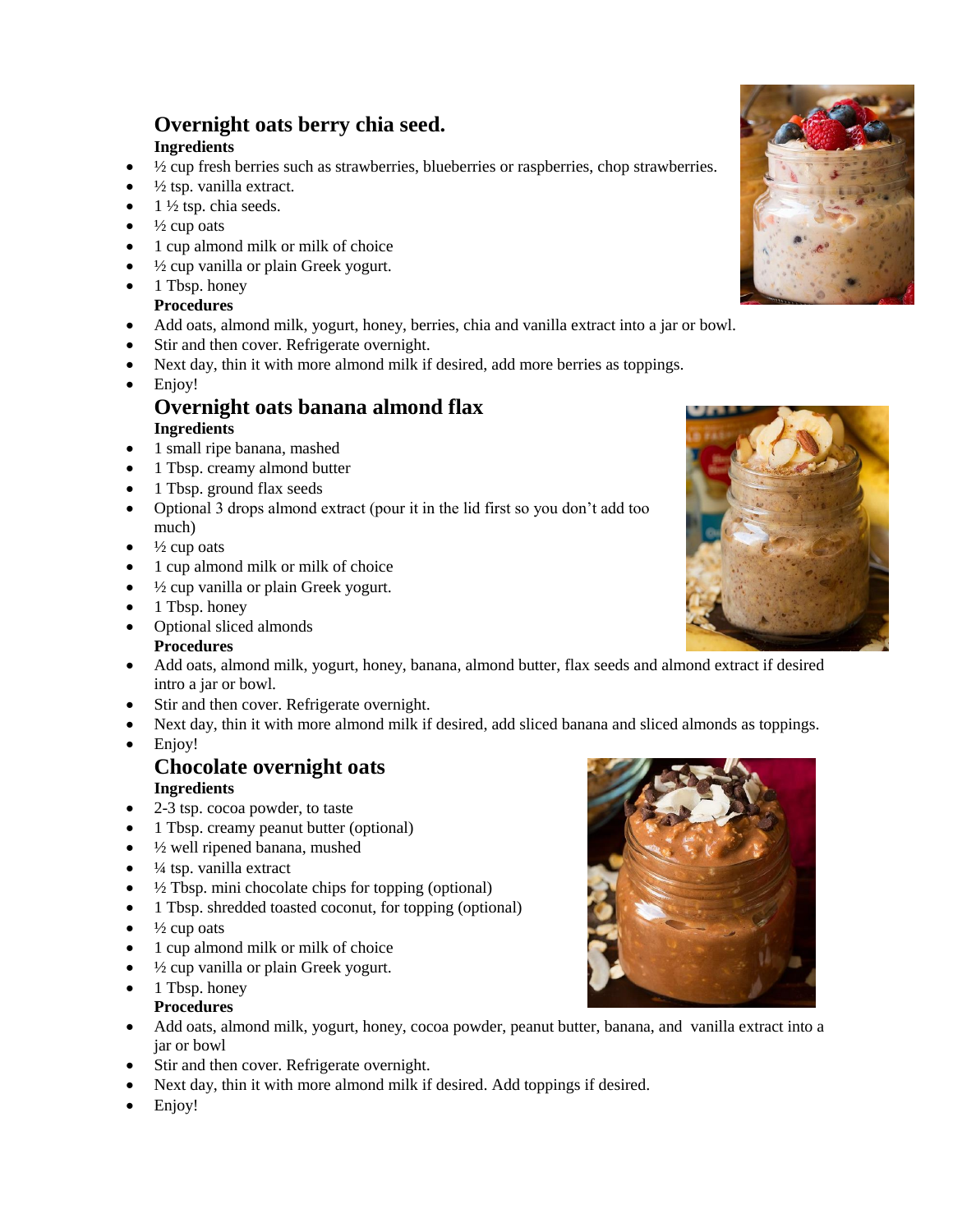## Overnight oats berry chia seed.

**Ingredients**

- ½ cup fresh berries such as strawberries, blueberries or raspberries, chop strawberries.
- ½ tsp. vanilla extract.
- 1 ½ tsp. chia seeds.
- ½ cup oats
- 1 cup almond milk or milk of choice
- ½ cup vanilla or plain Greek yogurt.
- 1 Tbsp. honey

**Procedures**

- Add oats, almond milk, yogurt, honey, berries, chia and vanilla extract into a jar or bowl.
- Stir and then cover. Refrigerate overnight.
- Next day, thin it with more almond milk if desired, add more berries as toppings.
- Enjoy!

## Overnight oats banana almond flax

**Ingredients**

- 1 small ripe banana, mashed
- 1 Tbsp. creamy almond butter
- 1 Tbsp. ground flax seeds
- Optional 3 drops almond extract (pour it in the lid first so you don't add too much)
- ½ cup oats
- 1 cup almond milk or milk of choice
- ½ cup vanilla or plain Greek yogurt.
- 1 Tbsp. honey
- Optional sliced almonds

**Procedures**

- Add oats, almond milk, yogurt, honey, banana, almond butter, flax seeds and almond extract if desired intro a jar or bowl.
- Stir and then cover. Refrigerate overnight.
- Next day, thin it with more almond milk if desired, add sliced banana and sliced almonds as toppings.
- Enjoy!

## Chocolate overnight oats

**Ingredients**

- 2-3 tsp. cocoa powder, to taste
- 1 Tbsp. creamy peanut butter (optional)
- ½ well ripened banana, mushed
- ¼ tsp. vanilla extract
- ½ Tbsp. mini chocolate chips for topping (optional)
- 1 Tbsp. shredded toasted coconut, for topping (optional)
- ½ cup oats
- 1 cup almond milk or milk of choice
- ½ cup vanilla or plain Greek yogurt.
- 1 Tbsp. honey

**Procedures**

- Add oats, almond milk, yogurt, honey, cocoa powder, peanut butter, banana, and vanilla extract into a jar or bowl
- Stir and then cover. Refrigerate overnight.
- Next day, thin it with more almond milk if desired. Add toppings if desired.
- Enjoy!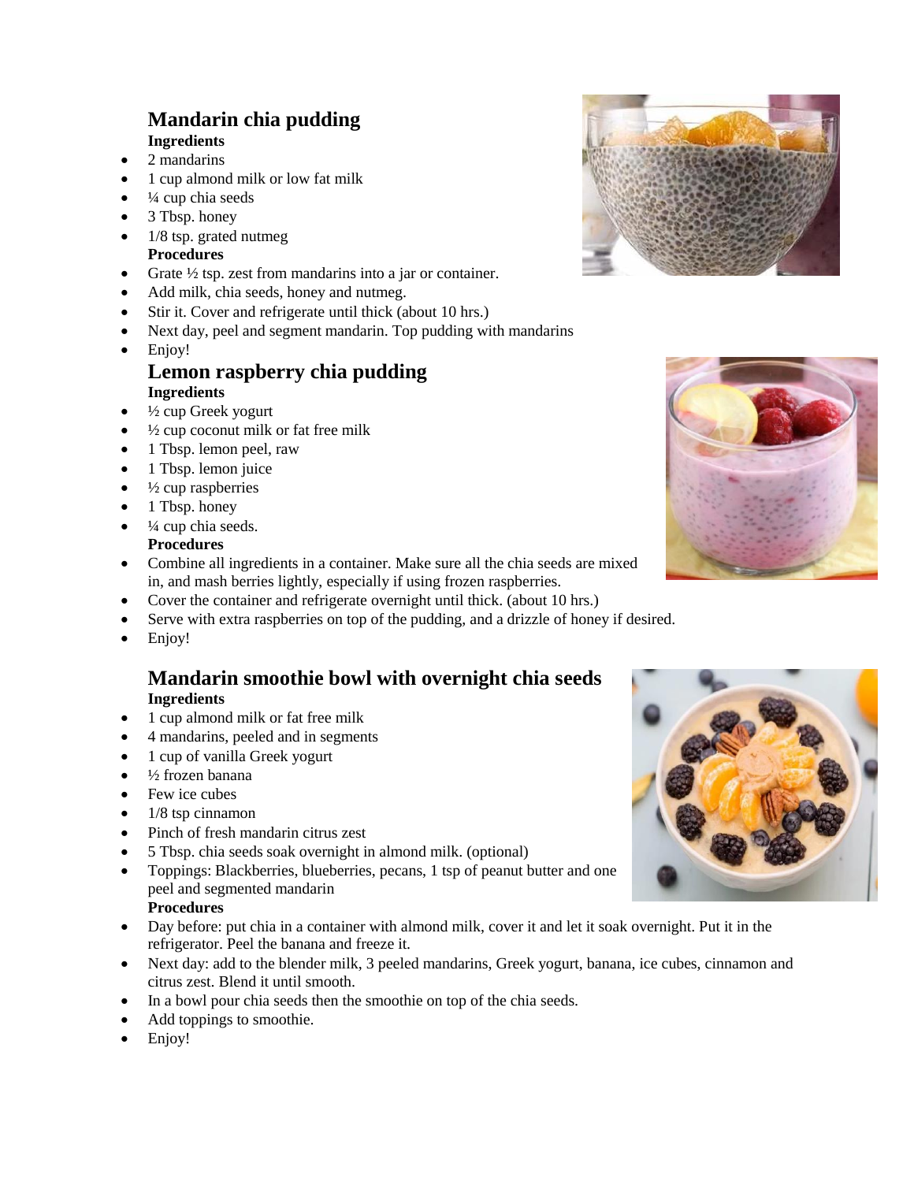## Mandarin chia pudding

**Ingredients**

- 2 mandarins
- 1 cup almond milk or low fat milk
- ¼ cup chia seeds
- 3 Tbsp. honey
- 1/8 tsp. grated nutmeg

**Procedures**

- Grate ½ tsp. zest from mandarins into a jar or container.
- Add milk, chia seeds, honey and nutmeg.
- Stir it. Cover and refrigerate until thick (about 10 hrs.)
- Next day, peel and segment mandarin. Top pudding with mandarins
- Enjoy!

## Lemon raspberry chia pudding

**Ingredients**

- ½ cup Greek yogurt
- ½ cup coconut milk or fat free milk
- 1 Tbsp. lemon peel, raw
- 1 Tbsp. lemon juice
- ½ cup raspberries
- 1 Tbsp. honey
- ¼ cup chia seeds.

**Procedures**

- Combine all ingredients in a container. Make sure all the chia seeds are mixed in, and mash berries lightly, especially if using frozen raspberries.
- Cover the container and refrigerate overnight until thick. (about 10 hrs.)
- Serve with extra raspberries on top of the pudding, and a drizzle of honey if desired.
- Enjoy!

## Mandarin smoothie bowl with overnight chia seeds

**Ingredients**

- 1 cup almond milk or fat free milk
- 4 mandarins, peeled and in segments
- 1 cup of vanilla Greek yogurt
- ½ frozen banana
- Few ice cubes
- 1/8 tsp cinnamon
- Pinch of fresh mandarin citrus zest
- 5 Tbsp. chia seeds soak overnight in almond milk. (optional)
- Toppings: Blackberries, blueberries, pecans, 1 tsp of peanut butter and one peel and segmented mandarin

**Procedures**

- Day before: put chia in a container with almond milk, cover it and let it soak overnight. Put it in the refrigerator. Peel the banana and freeze it.
- Next day: add to the blender milk, 3 peeled mandarins, Greek yogurt, banana, ice cubes, cinnamon and citrus zest. Blend it until smooth.
- In a bowl pour chia seeds then the smoothie on top of the chia seeds.
- Add toppings to smoothie.
- Enjoy!